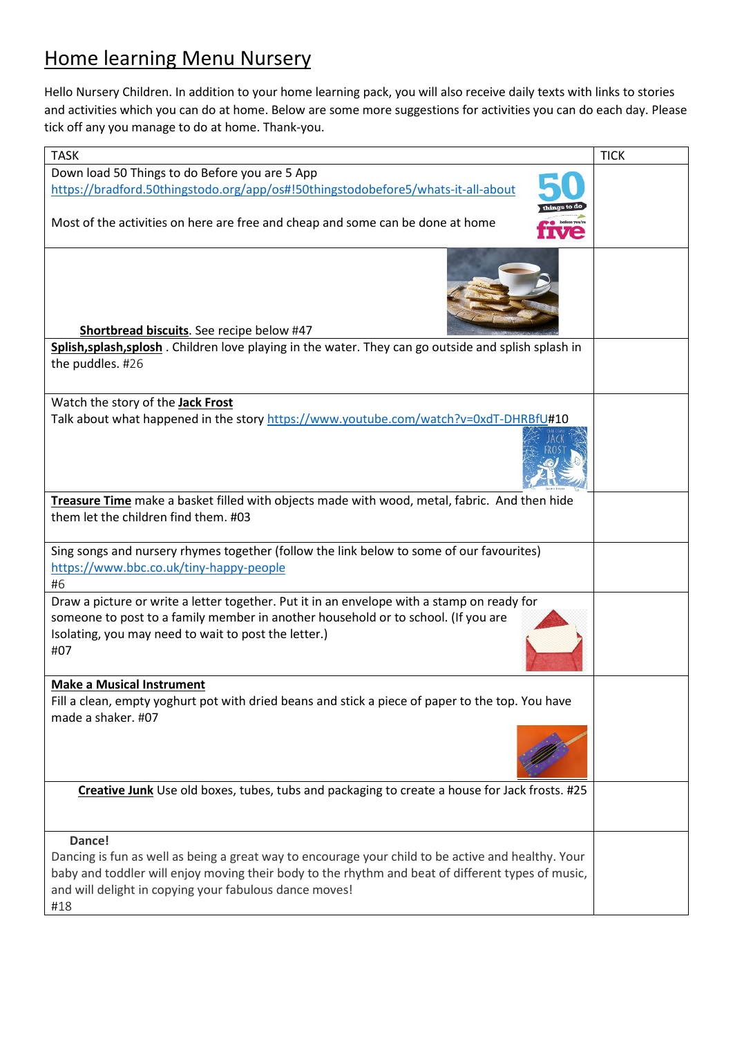# Home learning Menu Nursery

Hello Nursery Children. In addition to your home learning pack, you will also receive daily texts with links to stories and activities which you can do at home. Below are some more suggestions for activities you can do each day. Please tick off any you manage to do at home. Thank-you.

| TASK | TICK |
| --- | --- |
| Down load 50 Things to do Before you are 5 App<br>https://bradford.50thingstodo.org/app/os#!50thingstodobefore5/whats-it-all-about<br><br>Most of the activities on here are free and cheap and some can be done at home | |
| **Shortbread biscuits**. See recipe below #47 | |
| **Splish,splash,splosh** . Children love playing in the water. They can go outside and splish splash in the puddles. #26 | |
| Watch the story of the **Jack Frost**<br>Talk about what happened in the story https://www.youtube.com/watch?v=0xdT-DHRBfU#10 | |
| **Treasure Time** make a basket filled with objects made with wood, metal, fabric. And then hide them let the children find them. #03 | |
| Sing songs and nursery rhymes together (follow the link below to some of our favourites)<br>https://www.bbc.co.uk/tiny-happy-people<br>#6 | |
| Draw a picture or write a letter together. Put it in an envelope with a stamp on ready for someone to post to a family member in another household or to school. (If you are Isolating, you may need to wait to post the letter.)<br>#07 | |
| **Make a Musical Instrument**<br>Fill a clean, empty yoghurt pot with dried beans and stick a piece of paper to the top. You have made a shaker. #07 | |
| **Creative Junk** Use old boxes, tubes, tubs and packaging to create a house for Jack frosts. #25 | |
| **Dance!**<br>Dancing is fun as well as being a great way to encourage your child to be active and healthy. Your baby and toddler will enjoy moving their body to the rhythm and beat of different types of music, and will delight in copying your fabulous dance moves!<br>#18 | |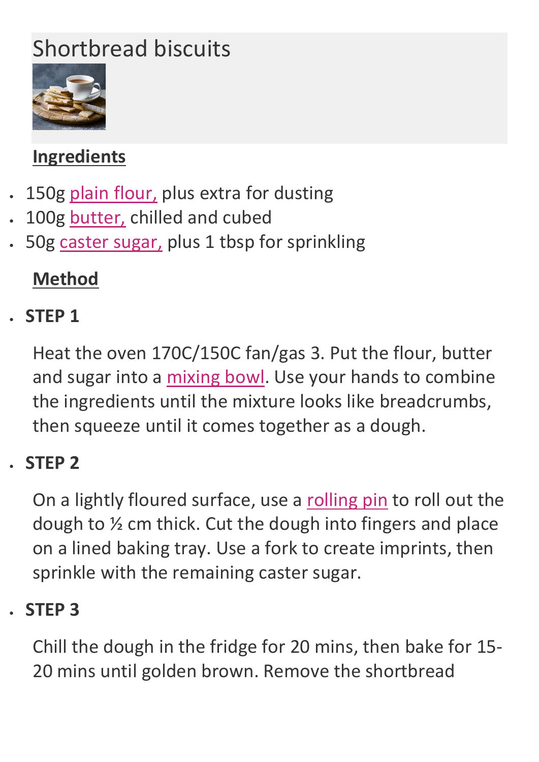# Shortbread biscuits

## Ingredients

- 150g plain flour, plus extra for dusting
- 100g butter, chilled and cubed
- 50g caster sugar, plus 1 tbsp for sprinkling

## Method

- **STEP 1**

  Heat the oven 170C/150C fan/gas 3. Put the flour, butter and sugar into a mixing bowl. Use your hands to combine the ingredients until the mixture looks like breadcrumbs, then squeeze until it comes together as a dough.

- **STEP 2**

  On a lightly floured surface, use a rolling pin to roll out the dough to ½ cm thick. Cut the dough into fingers and place on a lined baking tray. Use a fork to create imprints, then sprinkle with the remaining caster sugar.

- **STEP 3**

  Chill the dough in the fridge for 20 mins, then bake for 15-20 mins until golden brown. Remove the shortbread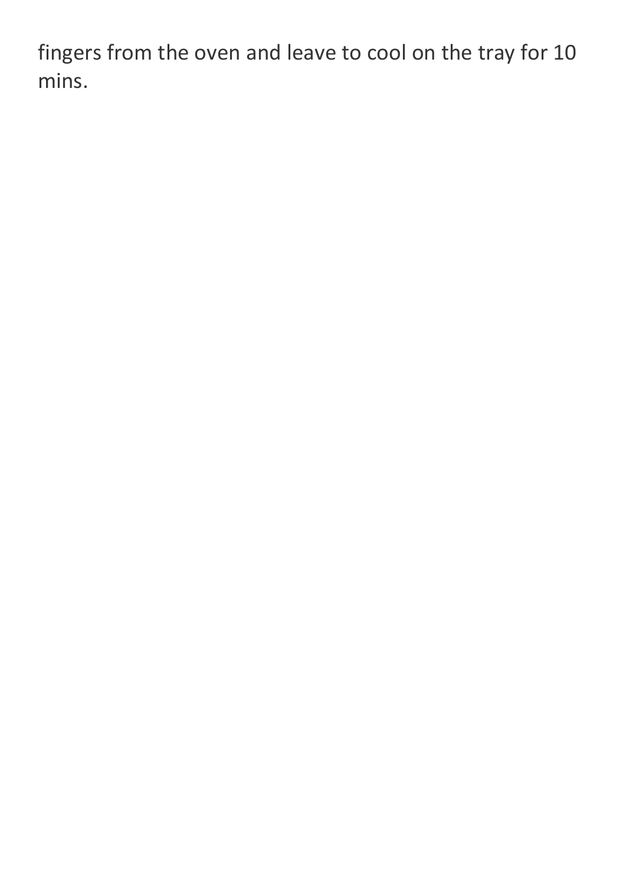fingers from the oven and leave to cool on the tray for 10 mins.